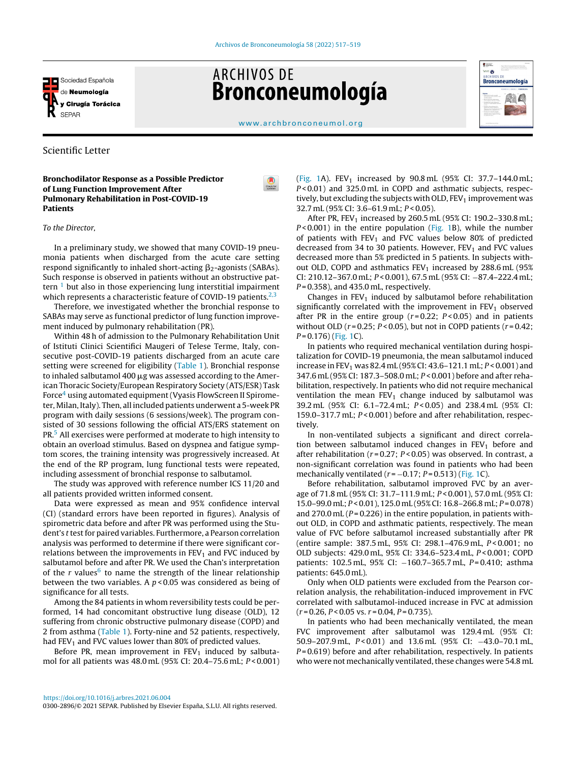Scientific Letter

## Bronchodilator Response as a Possible Predictor of Lung Function Improvement After Pulmonary Rehabilitation in Post-COVID-19 Patients

*To the Director,*

In a preliminary study, we showed that many COVID-19 pneumonia patients when discharged from the acute care setting respond significantly to inhaled short-acting $\beta_2$-agonists (SABAs). Such response is observed in patients without an obstructive pattern [1] but also in those experiencing lung interstitial impairment which represents a characteristic feature of COVID-19 patients.[2,3]

Therefore, we investigated whether the bronchial response to SABAs may serve as functional predictor of lung function improvement induced by pulmonary rehabilitation (PR).

Within 48 h of admission to the Pulmonary Rehabilitation Unit of Istituti Clinici Scientifici Maugeri of Telese Terme, Italy, consecutive post-COVID-19 patients discharged from an acute care setting were screened for eligibility (Table 1). Bronchial response to inhaled salbutamol 400 μg was assessed according to the American Thoracic Society/European Respiratory Society (ATS/ESR) Task Force[4] using automated equipment (Vyasis FlowScreen II Spirometer, Milan, Italy). Then, all included patients underwent a 5-week PR program with daily sessions (6 sessions/week). The program consisted of 30 sessions following the official ATS/ERS statement on PR.[5] All exercises were performed at moderate to high intensity to obtain an overload stimulus. Based on dyspnea and fatigue symptom scores, the training intensity was progressively increased. At the end of the RP program, lung functional tests were repeated, including assessment of bronchial response to salbutamol.

The study was approved with reference number ICS 11/20 and all patients provided written informed consent.

Data were expressed as mean and 95% confidence interval (CI) (standard errors have been reported in figures). Analysis of spirometric data before and after PR was performed using the Student's *t* test for paired variables. Furthermore, a Pearson correlation analysis was performed to determine if there were significant correlations between the improvements in $FEV_1$ and FVC induced by salbutamol before and after PR. We used the Chan's interpretation of the *r* values[6] to name the strength of the linear relationship between the two variables. A $p < 0.05$ was considered as being of significance for all tests.

Among the 84 patients in whom reversibility tests could be performed, 14 had concomitant obstructive lung disease (OLD), 12 suffering from chronic obstructive pulmonary disease (COPD) and 2 from asthma (Table 1). Forty-nine and 52 patients, respectively, had $FEV_1$ and FVC values lower than 80% of predicted values.

Before PR, mean improvement in $FEV_1$ induced by salbutamol for all patients was 48.0 mL (95% CI: 20.4–75.6 mL; $P < 0.001$) (Fig. 1A). $FEV_1$ increased by 90.8 mL (95% CI: 37.7–144.0 mL; $P < 0.01$) and 325.0 mL in COPD and asthmatic subjects, respectively, but excluding the subjects with OLD, $FEV_1$ improvement was 32.7 mL (95% CI: 3.6–61.9 mL; $P < 0.05$).

After PR, $FEV_1$ increased by 260.5 mL (95% CI: 190.2–330.8 mL; $P < 0.001$) in the entire population (Fig. 1B), while the number of patients with $FEV_1$ and FVC values below 80% of predicted decreased from 34 to 30 patients. However, $FEV_1$ and FVC values decreased more than 5% predicted in 5 patients. In subjects without OLD, COPD and asthmatics $FEV_1$ increased by 288.6 mL (95% CI: 210.12–367.0 mL; $P < 0.001$), 67.5 mL (95% CI: −87.4–222.4 mL; $P = 0.358$), and 435.0 mL, respectively.

Changes in $FEV_1$ induced by salbutamol before rehabilitation significantly correlated with the improvement in $FEV_1$ observed after PR in the entire group ($r = 0.22$; $P < 0.05$) and in patients without OLD ($r = 0.25$; $P < 0.05$), but not in COPD patients ($r = 0.42$; $P = 0.176$) (Fig. 1C).

In patients who required mechanical ventilation during hospitalization for COVID-19 pneumonia, the mean salbutamol induced increase in $FEV_1$ was 82.4 mL (95% CI: 43.6–121.1 mL; $P < 0.001$) and 347.6 mL (95% CI: 187.3–508.0 mL; $P < 0.001$) before and after rehabilitation, respectively. In patients who did not require mechanical ventilation the mean $FEV_1$ change induced by salbutamol was 39.2 mL (95% CI: 6.1–72.4 mL; $P < 0.05$) and 238.4 mL (95% CI: 159.0–317.7 mL; $P < 0.001$) before and after rehabilitation, respectively.

In non-ventilated subjects a significant and direct correlation between salbutamol induced changes in $FEV_1$ before and after rehabilitation ($r = 0.27$; $P < 0.05$) was observed. In contrast, a non-significant correlation was found in patients who had been mechanically ventilated ($r = -0.17$; $P = 0.513$) (Fig. 1C).

Before rehabilitation, salbutamol improved FVC by an average of 71.8 mL (95% CI: 31.7–111.9 mL; $P < 0.001$), 57.0 mL (95% CI: 15.0–99.0 mL; $P < 0.01$), 125.0 mL (95% CI: 16.8–266.8 mL; $P = 0.078$) and 270.0 mL ($P = 0.226$) in the entire population, in patients without OLD, in COPD and asthmatic patients, respectively. The mean value of FVC before salbutamol increased substantially after PR (entire sample: 387.5 mL, 95% CI: 298.1–476.9 mL, $P < 0.001$; no OLD subjects: 429.0 mL, 95% CI: 334.6–523.4 mL, $P < 0.001$; COPD patients: 102.5 mL, 95% CI: −160.7–365.7 mL, $P = 0.410$; asthma patients: 645.0 mL).

Only when OLD patients were excluded from the Pearson correlation analysis, the rehabilitation-induced improvement in FVC correlated with salbutamol-induced increase in FVC at admission ($r = 0.26$, $P < 0.05$ vs. $r = 0.04$, $P = 0.735$).

In patients who had been mechanically ventilated, the mean FVC improvement after salbutamol was 129.4 mL (95% CI: 50.9–207.9 mL, $P < 0.01$) and 13.6 mL (95% CI: −43.0–70.1 mL, $P = 0.619$) before and after rehabilitation, respectively. In patients who were not mechanically ventilated, these changes were 54.8 mL

https://doi.org/10.1016/j.arbres.2021.06.004

0300-2896/© 2021 SEPAR. Published by Elsevier España, S.L.U. All rights reserved.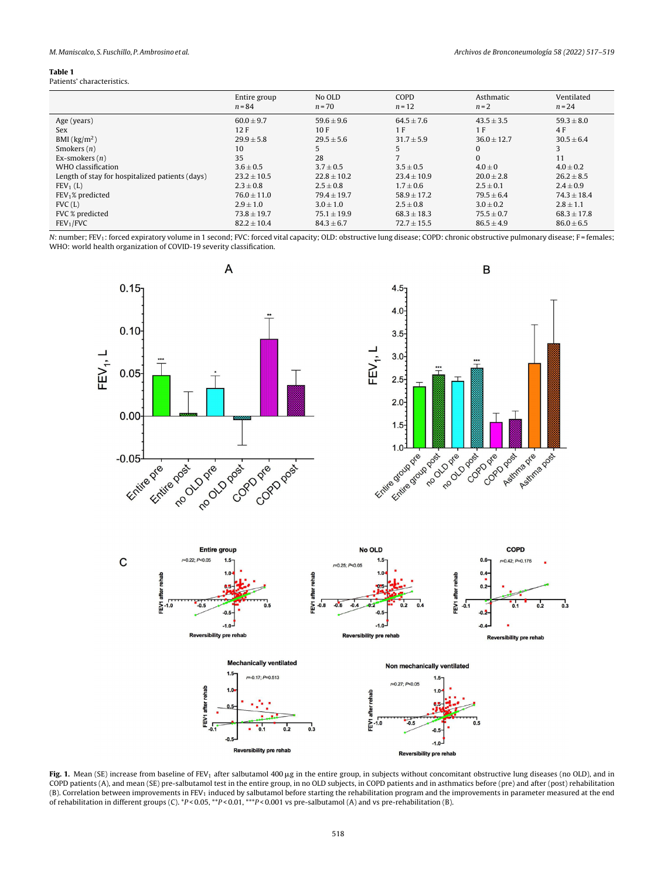**Table 1**
Patients' characteristics.

| | Entire group $n = 84$ | No OLD $n = 70$ | COPD $n = 12$ | Asthmatic $n = 2$ | Ventilated $n = 24$ |
|---|---|---|---|---|---|
| Age (years) | 60.0 ± 9.7 | 59.6 ± 9.6 | 64.5 ± 7.6 | 43.5 ± 3.5 | 59.3 ± 8.0 |
| Sex | 12 F | 10 F | 1 F | 1 F | 4 F |
| BMI (kg/m$^2$) | 29.9 ± 5.8 | 29.5 ± 5.6 | 31.7 ± 5.9 | 36.0 ± 12.7 | 30.5 ± 6.4 |
| Smokers ($n$) | 10 | 5 | 5 | 0 | 3 |
| Ex-smokers ($n$) | 35 | 28 | 7 | 0 | 11 |
| WHO classification | 3.6 ± 0.5 | 3.7 ± 0.5 | 3.5 ± 0.5 | 4.0 ± 0 | 4.0 ± 0.2 |
| Length of stay for hospitalized patients (days) | 23.2 ± 10.5 | 22.8 ± 10.2 | 23.4 ± 10.9 | 20.0 ± 2.8 | 26.2 ± 8.5 |
| $FEV_1$ (L) | 2.3 ± 0.8 | 2.5 ± 0.8 | 1.7 ± 0.6 | 2.5 ± 0.1 | 2.4 ± 0.9 |
| $FEV_1$% predicted | 76.0 ± 11.0 | 79.4 ± 19.7 | 58.9 ± 17.2 | 79.5 ± 6.4 | 74.3 ± 18.4 |
| FVC (L) | 2.9 ± 1.0 | 3.0 ± 1.0 | 2.5 ± 0.8 | 3.0 ± 0.2 | 2.8 ± 1.1 |
| FVC % predicted | 73.8 ± 19.7 | 75.1 ± 19.9 | 68.3 ± 18.3 | 75.5 ± 0.7 | 68.3 ± 17.8 |
| $FEV_1$/FVC | 82.2 ± 10.4 | 84.3 ± 6.7 | 72.7 ± 15.5 | 86.5 ± 4.9 | 86.0 ± 6.5 |

$N$: number; $FEV_1$: forced expiratory volume in 1 second; FVC: forced vital capacity; OLD: obstructive lung disease; COPD: chronic obstructive pulmonary disease; F = females; WHO: world health organization of COVID-19 severity classification.

**Fig. 1.** Mean (SE) increase from baseline of $FEV_1$ after salbutamol 400 μg in the entire group, in subjects without concomitant obstructive lung diseases (no OLD), and in COPD patients (A), and mean (SE) pre-salbutamol test in the entire group, in no OLD subjects, in COPD patients and in asthmatics before (pre) and after (post) rehabilitation (B). Correlation between improvements in $FEV_1$ induced by salbutamol before starting the rehabilitation program and the improvements in parameter measured at the end of rehabilitation in different groups (C). *$P$ < 0.05, **$P$ < 0.01, ***$P$ < 0.001 vs pre-salbutamol (A) and vs pre-rehabilitation (B).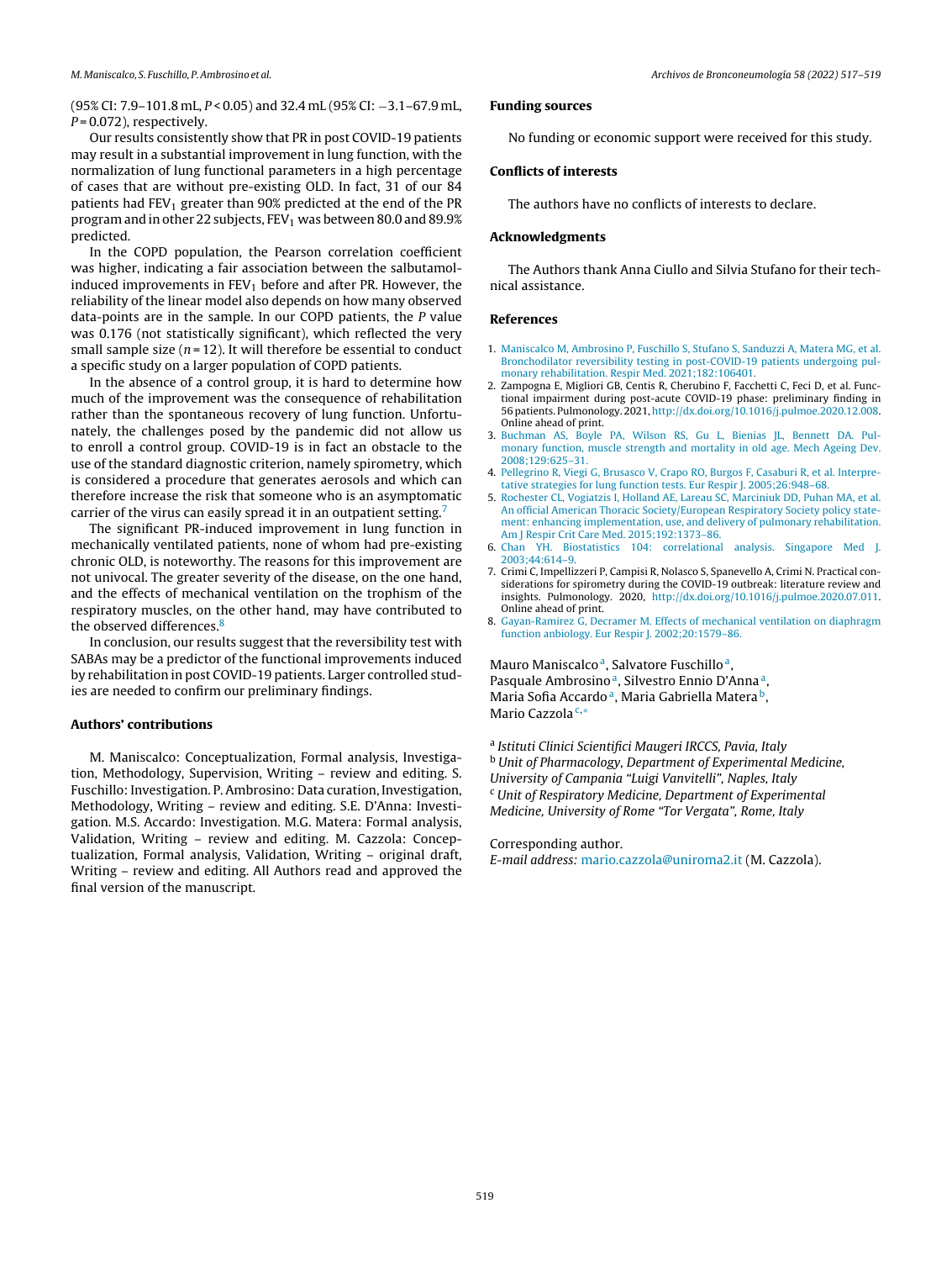(95% CI: 7.9–101.8 mL, $P < 0.05$) and 32.4 mL (95% CI: −3.1–67.9 mL, $P = 0.072$), respectively.

Our results consistently show that PR in post COVID-19 patients may result in a substantial improvement in lung function, with the normalization of lung functional parameters in a high percentage of cases that are without pre-existing OLD. In fact, 31 of our 84 patients had $FEV_1$ greater than 90% predicted at the end of the PR program and in other 22 subjects, $FEV_1$ was between 80.0 and 89.9% predicted.

In the COPD population, the Pearson correlation coefficient was higher, indicating a fair association between the salbutamol-induced improvements in $FEV_1$ before and after PR. However, the reliability of the linear model also depends on how many observed data-points are in the sample. In our COPD patients, the $P$ value was 0.176 (not statistically significant), which reflected the very small sample size ($n = 12$). It will therefore be essential to conduct a specific study on a larger population of COPD patients.

In the absence of a control group, it is hard to determine how much of the improvement was the consequence of rehabilitation rather than the spontaneous recovery of lung function. Unfortunately, the challenges posed by the pandemic did not allow us to enroll a control group. COVID-19 is in fact an obstacle to the use of the standard diagnostic criterion, namely spirometry, which is considered a procedure that generates aerosols and which can therefore increase the risk that someone who is an asymptomatic carrier of the virus can easily spread it in an outpatient setting.[7]

The significant PR-induced improvement in lung function in mechanically ventilated patients, none of whom had pre-existing chronic OLD, is noteworthy. The reasons for this improvement are not univocal. The greater severity of the disease, on the one hand, and the effects of mechanical ventilation on the trophism of the respiratory muscles, on the other hand, may have contributed to the observed differences.[8]

In conclusion, our results suggest that the reversibility test with SABAs may be a predictor of the functional improvements induced by rehabilitation in post COVID-19 patients. Larger controlled studies are needed to confirm our preliminary findings.

## Authors' contributions

M. Maniscalco: Conceptualization, Formal analysis, Investigation, Methodology, Supervision, Writing – review and editing. S. Fuschillo: Investigation. P. Ambrosino: Data curation, Investigation, Methodology, Writing – review and editing. S.E. D'Anna: Investigation. M.S. Accardo: Investigation. M.G. Matera: Formal analysis, Validation, Writing – review and editing. M. Cazzola: Conceptualization, Formal analysis, Validation, Writing – original draft, Writing – review and editing. All Authors read and approved the final version of the manuscript.

## Funding sources

No funding or economic support were received for this study.

## Conflicts of interests

The authors have no conflicts of interests to declare.

## Acknowledgments

The Authors thank Anna Ciullo and Silvia Stufano for their technical assistance.

## References

1. Maniscalco M, Ambrosino P, Fuschillo S, Stufano S, Sanduzzi A, Matera MG, et al. Bronchodilator reversibility testing in post-COVID-19 patients undergoing pulmonary rehabilitation. Respir Med. 2021;182:106401.
2. Zampogna E, Migliori GB, Centis R, Cherubino F, Facchetti C, Feci D, et al. Functional impairment during post-acute COVID-19 phase: preliminary finding in 56 patients. Pulmonology. 2021, http://dx.doi.org/10.1016/j.pulmoe.2020.12.008. Online ahead of print.
3. Buchman AS, Boyle PA, Wilson RS, Gu L, Bienias JL, Bennett DA. Pulmonary function, muscle strength and mortality in old age. Mech Ageing Dev. 2008;129:625–31.
4. Pellegrino R, Viegi G, Brusasco V, Crapo RO, Burgos F, Casaburi R, et al. Interpretative strategies for lung function tests. Eur Respir J. 2005;26:948–68.
5. Rochester CL, Vogiatzis I, Holland AE, Lareau SC, Marciniuk DD, Puhan MA, et al. An official American Thoracic Society/European Respiratory Society policy statement: enhancing implementation, use, and delivery of pulmonary rehabilitation. Am J Respir Crit Care Med. 2015;192:1373–86.
6. Chan YH. Biostatistics 104: correlational analysis. Singapore Med J. 2003;44:614–9.
7. Crimi C, Impellizzeri P, Campisi R, Nolasco S, Spanevello A, Crimi N. Practical considerations for spirometry during the COVID-19 outbreak: literature review and insights. Pulmonology. 2020, http://dx.doi.org/10.1016/j.pulmoe.2020.07.011. Online ahead of print.
8. Gayan-Ramirez G, Decramer M. Effects of mechanical ventilation on diaphragm function anbiology. Eur Respir J. 2002;20:1579–86.

Mauro Maniscalco[a], Salvatore Fuschillo[a], Pasquale Ambrosino[a], Silvestro Ennio D'Anna[a], Maria Sofia Accardo[a], Maria Gabriella Matera[b], Mario Cazzola[c,*]

[a] *Istituti Clinici Scientifici Maugeri IRCCS, Pavia, Italy*
[b] *Unit of Pharmacology, Department of Experimental Medicine, University of Campania "Luigi Vanvitelli", Naples, Italy*
[c] *Unit of Respiratory Medicine, Department of Experimental Medicine, University of Rome "Tor Vergata", Rome, Italy*

Corresponding author.
*E-mail address:* mario.cazzola@uniroma2.it (M. Cazzola).